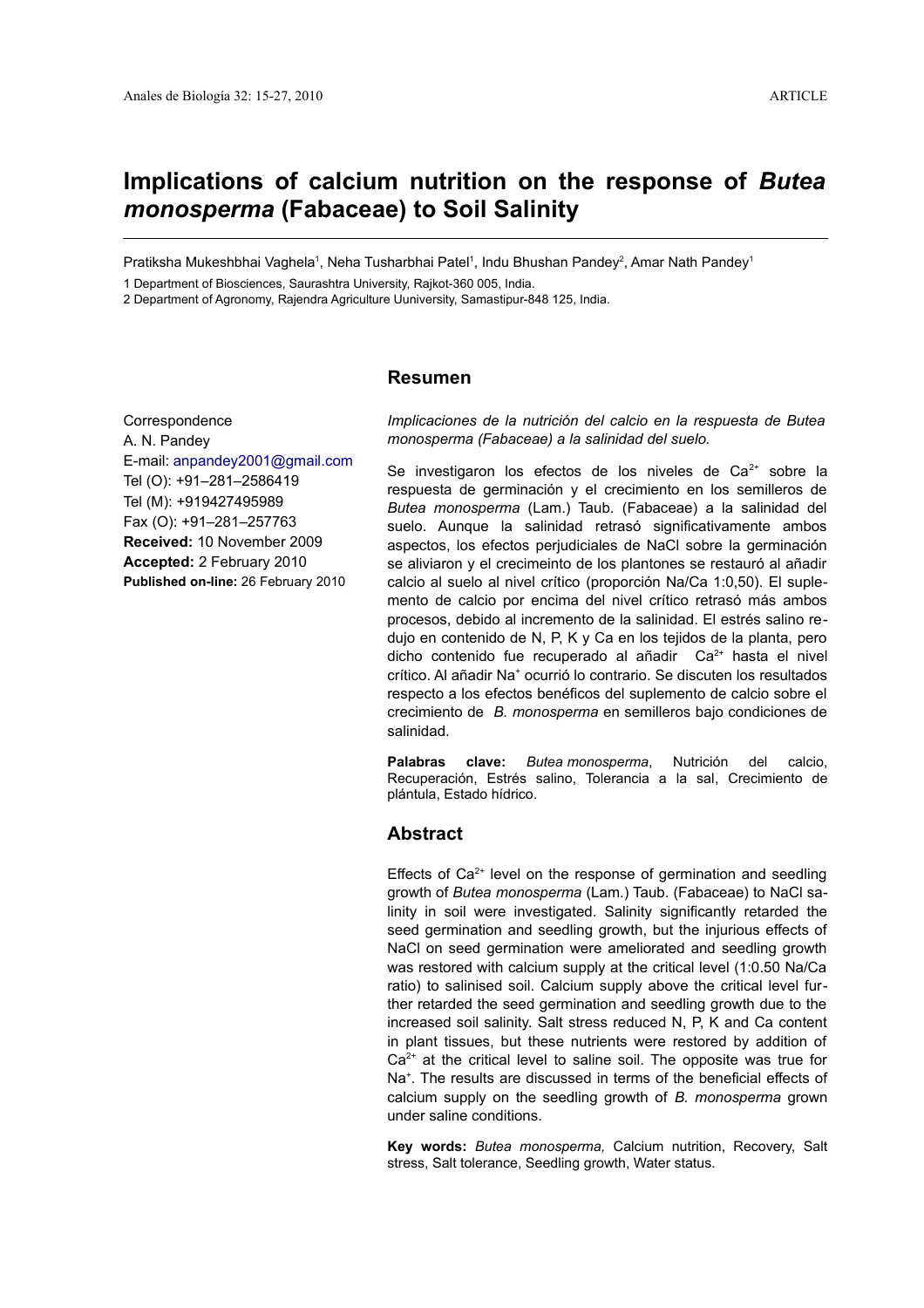ARTICLE

# Implications of calcium nutrition on the response of *Butea monosperma* (Fabaceae) to Soil Salinity

Pratiksha Mukeshbhai Vaghela[1], Neha Tusharbhai Patel[1], Indu Bhushan Pandey[2], Amar Nath Pandey[1]

1 Department of Biosciences, Saurashtra University, Rajkot-360 005, India.

2 Department of Agronomy, Rajendra Agriculture Uuniversity, Samastipur-848 125, India.

Correspondence
A. N. Pandey
E-mail: anpandey2001@gmail.com
Tel (O): +91–281–2586419
Tel (M): +919427495989
Fax (O): +91–281–257763
**Received:** 10 November 2009
**Accepted:** 2 February 2010
**Published on-line:** 26 February 2010

## Resumen

*Implicaciones de la nutrición del calcio en la respuesta de Butea monosperma (Fabaceae) a la salinidad del suelo.*

Se investigaron los efectos de los niveles de $Ca^{2+}$ sobre la respuesta de germinación y el crecimiento en los semilleros de *Butea monosperma* (Lam.) Taub. (Fabaceae) a la salinidad del suelo. Aunque la salinidad retrasó significativamente ambos aspectos, los efectos perjudiciales de NaCl sobre la germinación se aliviaron y el crecimeinto de los plantones se restauró al añadir calcio al suelo al nivel crítico (proporción Na/Ca 1:0,50). El suplemento de calcio por encima del nivel crítico retrasó más ambos procesos, debido al incremento de la salinidad. El estrés salino redujo en contenido de N, P, K y Ca en los tejidos de la planta, pero dicho contenido fue recuperado al añadir $Ca^{2+}$ hasta el nivel crítico. Al añadir $Na^{+}$ ocurrió lo contrario. Se discuten los resultados respecto a los efectos benéficos del suplemento de calcio sobre el crecimiento de *B. monosperma* en semilleros bajo condiciones de salinidad.

**Palabras clave:** *Butea monosperma*, Nutrición del calcio, Recuperación, Estrés salino, Tolerancia a la sal, Crecimiento de plántula, Estado hídrico.

## Abstract

Effects of $Ca^{2+}$ level on the response of germination and seedling growth of *Butea monosperma* (Lam.) Taub. (Fabaceae) to NaCl salinity in soil were investigated. Salinity significantly retarded the seed germination and seedling growth, but the injurious effects of NaCl on seed germination were ameliorated and seedling growth was restored with calcium supply at the critical level (1:0.50 Na/Ca ratio) to salinised soil. Calcium supply above the critical level further retarded the seed germination and seedling growth due to the increased soil salinity. Salt stress reduced N, P, K and Ca content in plant tissues, but these nutrients were restored by addition of $Ca^{2+}$ at the critical level to saline soil. The opposite was true for $Na^{+}$. The results are discussed in terms of the beneficial effects of calcium supply on the seedling growth of *B. monosperma* grown under saline conditions.

**Key words:** *Butea monosperma,* Calcium nutrition, Recovery, Salt stress, Salt tolerance, Seedling growth, Water status.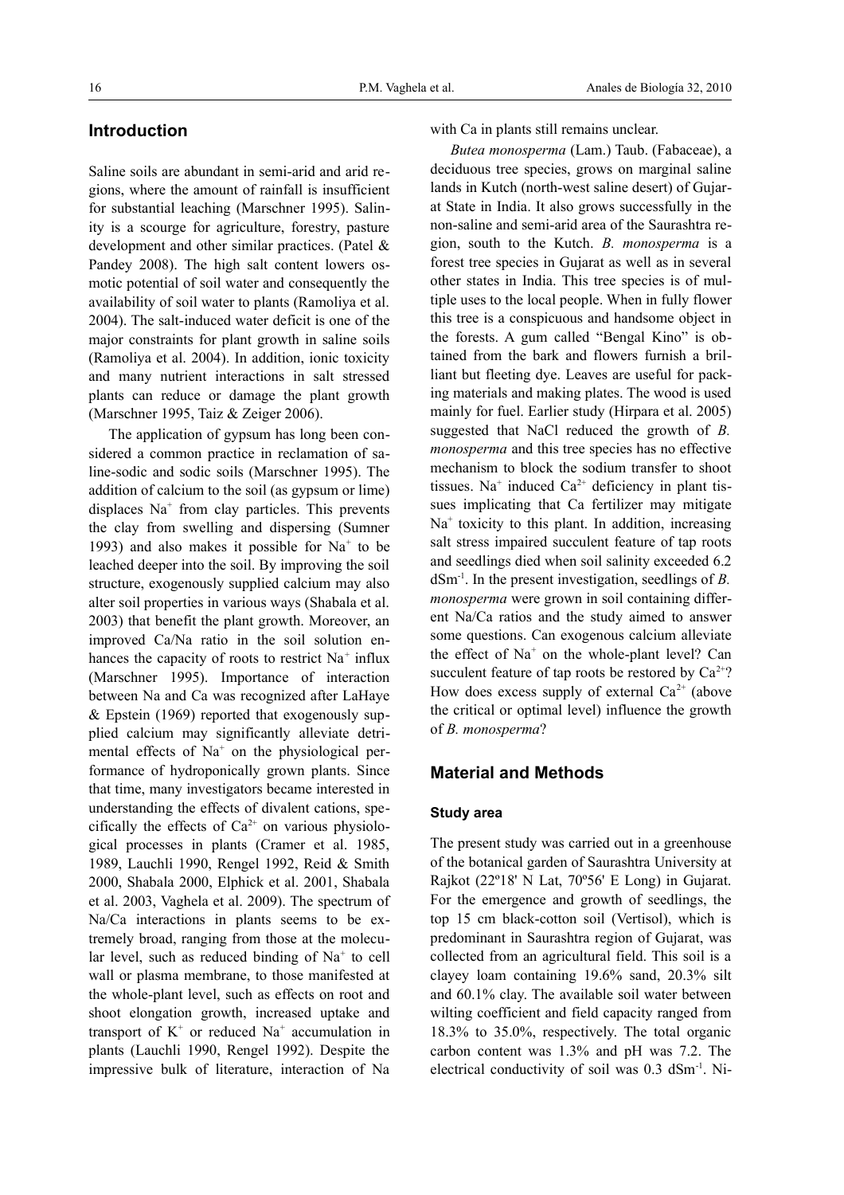## Introduction

Saline soils are abundant in semi-arid and arid regions, where the amount of rainfall is insufficient for substantial leaching (Marschner 1995). Salinity is a scourge for agriculture, forestry, pasture development and other similar practices. (Patel & Pandey 2008). The high salt content lowers osmotic potential of soil water and consequently the availability of soil water to plants (Ramoliya et al. 2004). The salt-induced water deficit is one of the major constraints for plant growth in saline soils (Ramoliya et al. 2004). In addition, ionic toxicity and many nutrient interactions in salt stressed plants can reduce or damage the plant growth (Marschner 1995, Taiz & Zeiger 2006).

The application of gypsum has long been considered a common practice in reclamation of saline-sodic and sodic soils (Marschner 1995). The addition of calcium to the soil (as gypsum or lime) displaces $Na^+$ from clay particles. This prevents the clay from swelling and dispersing (Sumner 1993) and also makes it possible for $Na^+$ to be leached deeper into the soil. By improving the soil structure, exogenously supplied calcium may also alter soil properties in various ways (Shabala et al. 2003) that benefit the plant growth. Moreover, an improved Ca/Na ratio in the soil solution enhances the capacity of roots to restrict $Na^+$ influx (Marschner 1995). Importance of interaction between Na and Ca was recognized after LaHaye & Epstein (1969) reported that exogenously supplied calcium may significantly alleviate detrimental effects of $Na^+$ on the physiological performance of hydroponically grown plants. Since that time, many investigators became interested in understanding the effects of divalent cations, specifically the effects of $Ca^{2+}$ on various physiological processes in plants (Cramer et al. 1985, 1989, Lauchli 1990, Rengel 1992, Reid & Smith 2000, Shabala 2000, Elphick et al. 2001, Shabala et al. 2003, Vaghela et al. 2009). The spectrum of Na/Ca interactions in plants seems to be extremely broad, ranging from those at the molecular level, such as reduced binding of $Na^+$ to cell wall or plasma membrane, to those manifested at the whole-plant level, such as effects on root and shoot elongation growth, increased uptake and transport of $K^+$ or reduced $Na^+$ accumulation in plants (Lauchli 1990, Rengel 1992). Despite the impressive bulk of literature, interaction of Na with Ca in plants still remains unclear.

*Butea monosperma* (Lam.) Taub. (Fabaceae), a deciduous tree species, grows on marginal saline lands in Kutch (north-west saline desert) of Gujarat State in India. It also grows successfully in the non-saline and semi-arid area of the Saurashtra region, south to the Kutch. *B. monosperma* is a forest tree species in Gujarat as well as in several other states in India. This tree species is of multiple uses to the local people. When in fully flower this tree is a conspicuous and handsome object in the forests. A gum called "Bengal Kino" is obtained from the bark and flowers furnish a brilliant but fleeting dye. Leaves are useful for packing materials and making plates. The wood is used mainly for fuel. Earlier study (Hirpara et al. 2005) suggested that NaCl reduced the growth of *B. monosperma* and this tree species has no effective mechanism to block the sodium transfer to shoot tissues. $Na^+$ induced $Ca^{2+}$ deficiency in plant tissues implicating that Ca fertilizer may mitigate $Na^+$ toxicity to this plant. In addition, increasing salt stress impaired succulent feature of tap roots and seedlings died when soil salinity exceeded 6.2 $dSm^{-1}$. In the present investigation, seedlings of *B. monosperma* were grown in soil containing different Na/Ca ratios and the study aimed to answer some questions. Can exogenous calcium alleviate the effect of $Na^+$ on the whole-plant level? Can succulent feature of tap roots be restored by $Ca^{2+}$? How does excess supply of external $Ca^{2+}$ (above the critical or optimal level) influence the growth of *B. monosperma*?

## Material and Methods

### Study area

The present study was carried out in a greenhouse of the botanical garden of Saurashtra University at Rajkot (22º18' N Lat, 70º56' E Long) in Gujarat. For the emergence and growth of seedlings, the top 15 cm black-cotton soil (Vertisol), which is predominant in Saurashtra region of Gujarat, was collected from an agricultural field. This soil is a clayey loam containing 19.6% sand, 20.3% silt and 60.1% clay. The available soil water between wilting coefficient and field capacity ranged from 18.3% to 35.0%, respectively. The total organic carbon content was 1.3% and pH was 7.2. The electrical conductivity of soil was 0.3 $dSm^{-1}$. Ni-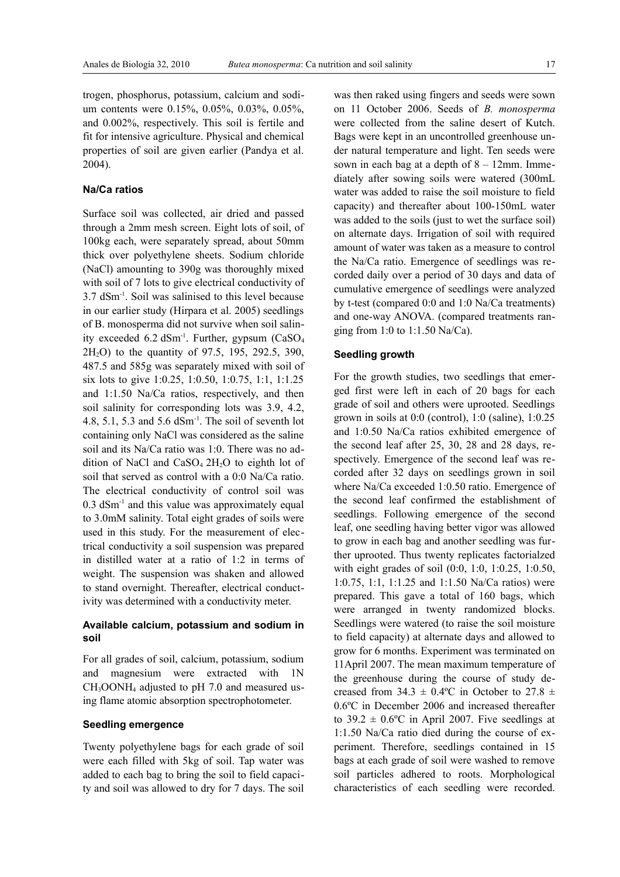trogen, phosphorus, potassium, calcium and sodium contents were 0.15%, 0.05%, 0.03%, 0.05%, and 0.002%, respectively. This soil is fertile and fit for intensive agriculture. Physical and chemical properties of soil are given earlier (Pandya et al. 2004).

### Na/Ca ratios

Surface soil was collected, air dried and passed through a 2mm mesh screen. Eight lots of soil, of 100kg each, were separately spread, about 50mm thick over polyethylene sheets. Sodium chloride (NaCl) amounting to 390g was thoroughly mixed with soil of 7 lots to give electrical conductivity of 3.7 $dSm^{-1}$. Soil was salinised to this level because in our earlier study (Hirpara et al. 2005) seedlings of B. monosperma did not survive when soil salinity exceeded 6.2 $dSm^{-1}$. Further, gypsum ($CaSO_4$ $2H_2O$) to the quantity of 97.5, 195, 292.5, 390, 487.5 and 585g was separately mixed with soil of six lots to give 1:0.25, 1:0.50, 1:0.75, 1:1, 1:1.25 and 1:1.50 Na/Ca ratios, respectively, and then soil salinity for corresponding lots was 3.9, 4.2, 4.8, 5.1, 5.3 and 5.6 $dSm^{-1}$. The soil of seventh lot containing only NaCl was considered as the saline soil and its Na/Ca ratio was 1:0. There was no addition of NaCl and $CaSO_4$ $2H_2O$ to eighth lot of soil that served as control with a 0:0 Na/Ca ratio. The electrical conductivity of control soil was 0.3 $dSm^{-1}$ and this value was approximately equal to 3.0mM salinity. Total eight grades of soils were used in this study. For the measurement of electrical conductivity a soil suspension was prepared in distilled water at a ratio of 1:2 in terms of weight. The suspension was shaken and allowed to stand overnight. Thereafter, electrical conductivity was determined with a conductivity meter.

### Available calcium, potassium and sodium in soil

For all grades of soil, calcium, potassium, sodium and magnesium were extracted with 1N $CH_3OONH_4$ adjusted to pH 7.0 and measured using flame atomic absorption spectrophotometer.

### Seedling emergence

Twenty polyethylene bags for each grade of soil were each filled with 5kg of soil. Tap water was added to each bag to bring the soil to field capacity and soil was allowed to dry for 7 days. The soil was then raked using fingers and seeds were sown on 11 October 2006. Seeds of *B. monosperma* were collected from the saline desert of Kutch. Bags were kept in an uncontrolled greenhouse under natural temperature and light. Ten seeds were sown in each bag at a depth of 8 – 12mm. Immediately after sowing soils were watered (300mL water was added to raise the soil moisture to field capacity) and thereafter about 100-150mL water was added to the soils (just to wet the surface soil) on alternate days. Irrigation of soil with required amount of water was taken as a measure to control the Na/Ca ratio. Emergence of seedlings was recorded daily over a period of 30 days and data of cumulative emergence of seedlings were analyzed by t-test (compared 0:0 and 1:0 Na/Ca treatments) and one-way ANOVA. (compared treatments ranging from 1:0 to 1:1.50 Na/Ca).

### Seedling growth

For the growth studies, two seedlings that emerged first were left in each of 20 bags for each grade of soil and others were uprooted. Seedlings grown in soils at 0:0 (control), 1:0 (saline), 1:0.25 and 1:0.50 Na/Ca ratios exhibited emergence of the second leaf after 25, 30, 28 and 28 days, respectively. Emergence of the second leaf was recorded after 32 days on seedlings grown in soil where Na/Ca exceeded 1:0.50 ratio. Emergence of the second leaf confirmed the establishment of seedlings. Following emergence of the second leaf, one seedling having better vigor was allowed to grow in each bag and another seedling was further uprooted. Thus twenty replicates factorialzed with eight grades of soil (0:0, 1:0, 1:0.25, 1:0.50, 1:0.75, 1:1, 1:1.25 and 1:1.50 Na/Ca ratios) were prepared. This gave a total of 160 bags, which were arranged in twenty randomized blocks. Seedlings were watered (to raise the soil moisture to field capacity) at alternate days and allowed to grow for 6 months. Experiment was terminated on 11April 2007. The mean maximum temperature of the greenhouse during the course of study decreased from 34.3 ± 0.4ºC in October to 27.8 ± 0.6ºC in December 2006 and increased thereafter to 39.2 ± 0.6ºC in April 2007. Five seedlings at 1:1.50 Na/Ca ratio died during the course of experiment. Therefore, seedlings contained in 15 bags at each grade of soil were washed to remove soil particles adhered to roots. Morphological characteristics of each seedling were recorded.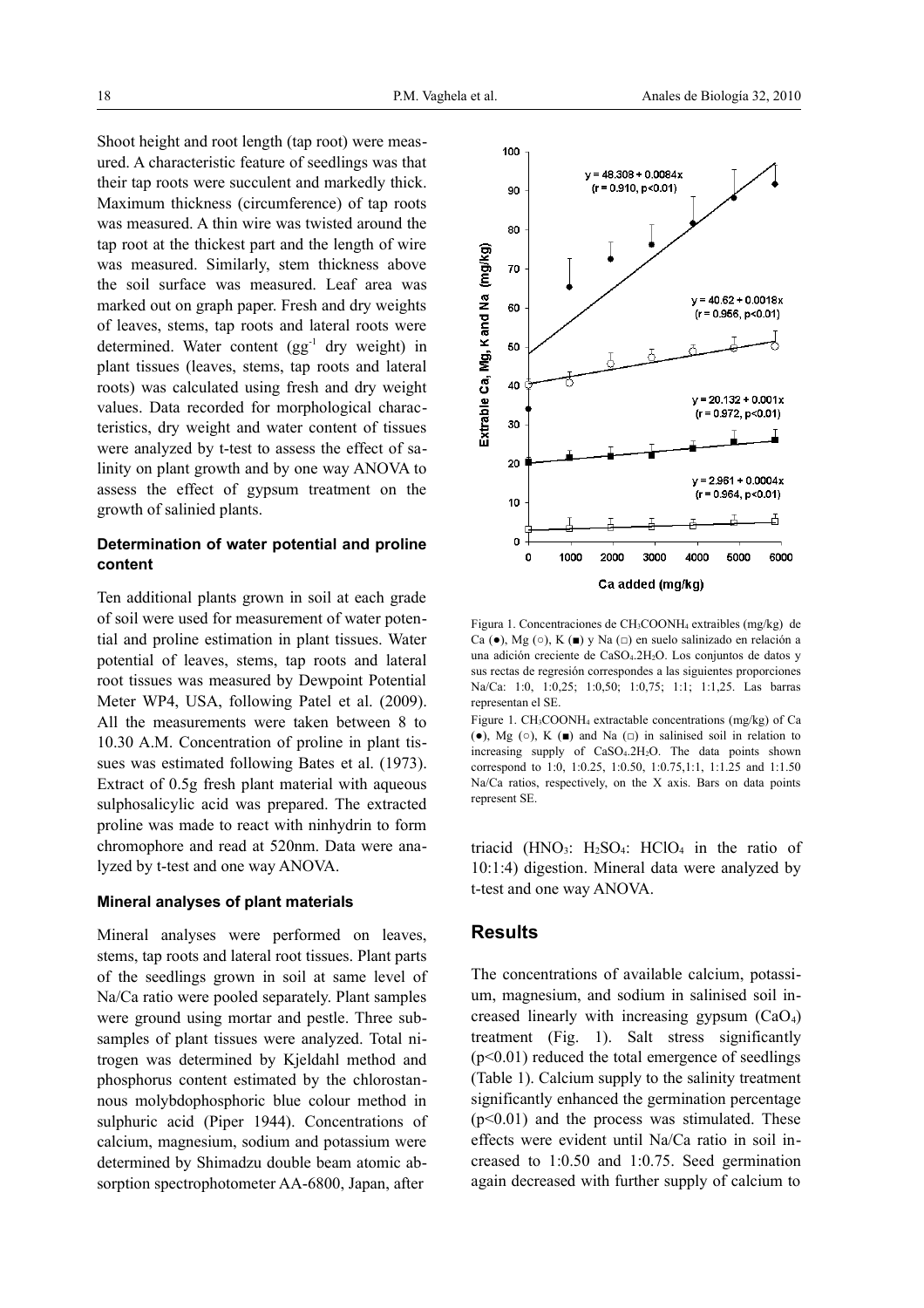Shoot height and root length (tap root) were measured. A characteristic feature of seedlings was that their tap roots were succulent and markedly thick. Maximum thickness (circumference) of tap roots was measured. A thin wire was twisted around the tap root at the thickest part and the length of wire was measured. Similarly, stem thickness above the soil surface was measured. Leaf area was marked out on graph paper. Fresh and dry weights of leaves, stems, tap roots and lateral roots were determined. Water content ($gg^{-1}$ dry weight) in plant tissues (leaves, stems, tap roots and lateral roots) was calculated using fresh and dry weight values. Data recorded for morphological characteristics, dry weight and water content of tissues were analyzed by t-test to assess the effect of salinity on plant growth and by one way ANOVA to assess the effect of gypsum treatment on the growth of salinied plants.

### Determination of water potential and proline content

Ten additional plants grown in soil at each grade of soil were used for measurement of water potential and proline estimation in plant tissues. Water potential of leaves, stems, tap roots and lateral root tissues was measured by Dewpoint Potential Meter WP4, USA, following Patel et al. (2009). All the measurements were taken between 8 to 10.30 A.M. Concentration of proline in plant tissues was estimated following Bates et al. (1973). Extract of 0.5g fresh plant material with aqueous sulphosalicylic acid was prepared. The extracted proline was made to react with ninhydrin to form chromophore and read at 520nm. Data were analyzed by t-test and one way ANOVA.

### Mineral analyses of plant materials

Mineral analyses were performed on leaves, stems, tap roots and lateral root tissues. Plant parts of the seedlings grown in soil at same level of Na/Ca ratio were pooled separately. Plant samples were ground using mortar and pestle. Three subsamples of plant tissues were analyzed. Total nitrogen was determined by Kjeldahl method and phosphorus content estimated by the chlorostannous molybdophosphoric blue colour method in sulphuric acid (Piper 1944). Concentrations of calcium, magnesium, sodium and potassium were determined by Shimadzu double beam atomic absorption spectrophotometer AA-6800, Japan, after triacid ($HNO_3$: $H_2SO_4$: $HClO_4$ in the ratio of 10:1:4) digestion. Mineral data were analyzed by t-test and one way ANOVA.

Figura 1. Concentraciones de $CH_3COONH_4$ extraíbles (mg/kg) de Ca (●), Mg (○), K (■) y Na (□) en suelo salinizado en relación a una adición creciente de $CaSO_4.2H_2O$. Los conjuntos de datos y sus rectas de regresión correspondes a las siguientes proporciones Na/Ca: 1:0, 1:0,25; 1:0,50; 1:0,75; 1:1; 1:1,25. Las barras representan el SE.

Figure 1. $CH_3COONH_4$ extractable concentrations (mg/kg) of Ca (●), Mg (○), K (■) and Na (□) in salinised soil in relation to increasing supply of $CaSO_4.2H_2O$. The data points shown correspond to 1:0, 1:0.25, 1:0.50, 1:0.75,1:1, 1:1.25 and 1:1.50 Na/Ca ratios, respectively, on the X axis. Bars on data points represent SE.

## Results

The concentrations of available calcium, potassium, magnesium, and sodium in salinised soil increased linearly with increasing gypsum ($CaO_4$) treatment (Fig. 1). Salt stress significantly ($p<0.01$) reduced the total emergence of seedlings (Table 1). Calcium supply to the salinity treatment significantly enhanced the germination percentage ($p<0.01$) and the process was stimulated. These effects were evident until Na/Ca ratio in soil increased to 1:0.50 and 1:0.75. Seed germination again decreased with further supply of calcium to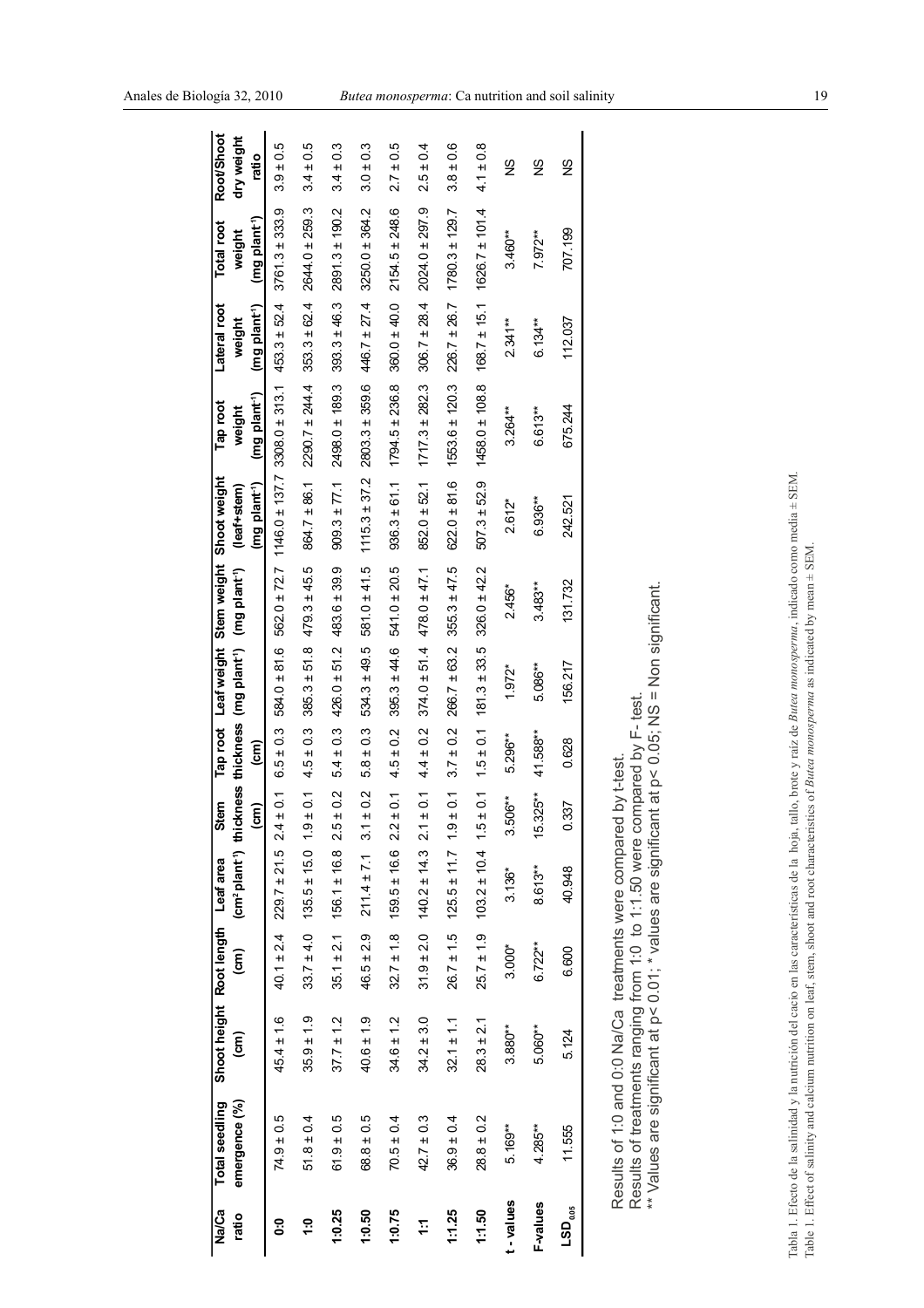| Na/Ca ratio | Total seedling emergence (%) | Shoot height (cm) | Root length (cm) | Leaf area ($cm^2$ $plant^{-1}$) | Stem thickness (cm) | Tap root thickness (cm) | Leaf weight (mg $plant^{-1}$) | Stem weight (mg $plant^{-1}$) | Shoot weight (leaf+stem) (mg $plant^{-1}$) | Tap root weight (mg $plant^{-1}$) | Lateral root weight (mg $plant^{-1}$) | Total root weight (mg $plant^{-1}$) | Root/Shoot dry weight ratio |
|---|---|---|---|---|---|---|---|---|---|---|---|---|---|
| **0:0** | 74.9 ± 0.5 | 45.4 ± 1.6 | 40.1 ± 2.4 | 229.7 ± 21.5 | 2.4 ± 0.1 | 6.5 ± 0.3 | 584.0 ± 81.6 | 562.0 ± 72.7 | 1146.0 ± 137.7 | 3308.0 ± 313.1 | 453.3 ± 52.4 | 3761.3 ± 333.9 | 3.9 ± 0.5 |
| **1:0** | 51.8 ± 0.4 | 35.9 ± 1.9 | 33.7 ± 4.0 | 135.5 ± 15.0 | 1.9 ± 0.1 | 4.5 ± 0.3 | 385.3 ± 51.8 | 479.3 ± 45.5 | 864.7 ± 86.1 | 2290.7 ± 244.4 | 353.3 ± 62.4 | 2644.0 ± 259.3 | 3.4 ± 0.5 |
| **1:0.25** | 61.9 ± 0.5 | 37.7 ± 1.2 | 35.1 ± 2.1 | 156.1 ± 16.8 | 2.5 ± 0.2 | 5.4 ± 0.3 | 426.0 ± 51.2 | 483.6 ± 39.9 | 909.3 ± 77.1 | 2498.0 ± 189.3 | 393.3 ± 46.3 | 2891.3 ± 190.2 | 3.4 ± 0.3 |
| **1:0.50** | 68.8 ± 0.5 | 40.6 ± 1.9 | 46.5 ± 2.9 | 211.4 ± 7.1 | 3.1 ± 0.2 | 5.8 ± 0.3 | 534.3 ± 49.5 | 581.0 ± 41.5 | 1115.3 ± 37.2 | 2803.3 ± 359.6 | 446.7 ± 27.4 | 3250.0 ± 364.2 | 3.0 ± 0.3 |
| **1:0.75** | 70.5 ± 0.4 | 34.6 ± 1.2 | 32.7 ± 1.8 | 159.5 ± 16.6 | 2.2 ± 0.1 | 4.5 ± 0.2 | 395.3 ± 44.6 | 541.0 ± 20.5 | 936.3 ± 61.1 | 1794.5 ± 236.8 | 360.0 ± 40.0 | 2154.5 ± 248.6 | 2.7 ± 0.5 |
| **1:1** | 42.7 ± 0.3 | 34.2 ± 3.0 | 31.9 ± 2.0 | 140.2 ± 14.3 | 2.1 ± 0.1 | 4.4 ± 0.2 | 374.0 ± 51.4 | 478.0 ± 47.1 | 852.0 ± 52.1 | 1717.3 ± 282.3 | 306.7 ± 28.4 | 2024.0 ± 297.9 | 2.5 ± 0.4 |
| **1:1.25** | 36.9 ± 0.4 | 32.1 ± 1.1 | 26.7 ± 1.5 | 125.5 ± 11.7 | 1.9 ± 0.1 | 3.7 ± 0.2 | 266.7 ± 63.2 | 355.3 ± 47.5 | 622.0 ± 81.6 | 1553.6 ± 120.3 | 226.7 ± 26.7 | 1780.3 ± 129.7 | 3.8 ± 0.6 |
| **1:1.50** | 28.8 ± 0.2 | 28.3 ± 2.1 | 25.7 ± 1.9 | 103.2 ± 10.4 | 1.5 ± 0.1 | 1.5 ± 0.1 | 181.3 ± 33.5 | 326.0 ± 42.2 | 507.3 ± 52.9 | 1458.0 ± 108.8 | 168.7 ± 15.1 | 1626.7 ± 101.4 | 4.1 ± 0.8 |
| **t - values** | 5.169** | 3.880** | 3.000* | 3.136* | 3.506** | 5.296** | 1.972* | 2.456* | 2.612* | 3.264** | 2.341** | 3.460** | NS |
| **F-values** | 4.285** | 5.060** | 6.722** | 8.613** | 15.325** | 41.588** | 5.086** | 3.483** | 6.936** | 6.613** | 6.134** | 7.972** | NS |
| **$LSD_{0.05}$** | 11.555 | 5.124 | 6.600 | 40.948 | 0.337 | 0.628 | 156.217 | 131.732 | 242.521 | 675.244 | 112.037 | 707.199 | NS |

Results of 1:0 and 0:0 Na/Ca treatments were compared by t-test.
Results of treatments ranging from 1:0 to 1:1.50 were compared by F- test.
** Values are significant at $p < 0.01$; * values are significant at $p < 0.05$; NS = Non significant.

Tabla 1. Efecto de la salinidad y la nutrición del cacio en las características de la hoja, tallo, brote y raíz de *Butea monosperma*, indicado como media ± SEM.
Table 1. Effect of salinity and calcium nutrition on leaf, stem, shoot and root characteristics of *Butea monosperma* as indicated by mean ± SEM.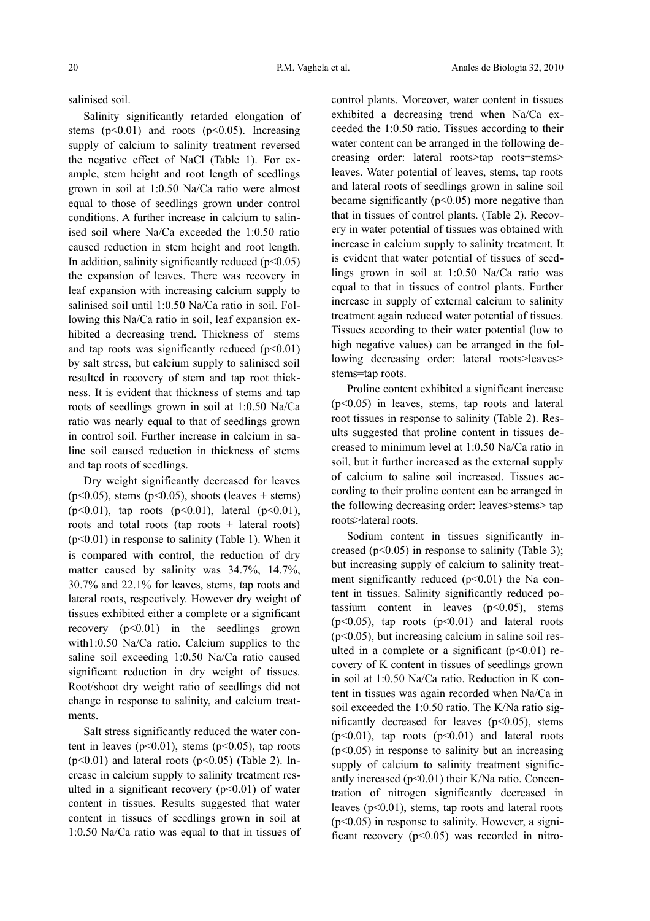salinised soil.

Salinity significantly retarded elongation of stems ($p<0.01$) and roots ($p<0.05$). Increasing supply of calcium to salinity treatment reversed the negative effect of NaCl (Table 1). For example, stem height and root length of seedlings grown in soil at 1:0.50 Na/Ca ratio were almost equal to those of seedlings grown under control conditions. A further increase in calcium to salinised soil where Na/Ca exceeded the 1:0.50 ratio caused reduction in stem height and root length. In addition, salinity significantly reduced ($p<0.05$) the expansion of leaves. There was recovery in leaf expansion with increasing calcium supply to salinised soil until 1:0.50 Na/Ca ratio in soil. Following this Na/Ca ratio in soil, leaf expansion exhibited a decreasing trend. Thickness of stems and tap roots was significantly reduced ($p<0.01$) by salt stress, but calcium supply to salinised soil resulted in recovery of stem and tap root thickness. It is evident that thickness of stems and tap roots of seedlings grown in soil at 1:0.50 Na/Ca ratio was nearly equal to that of seedlings grown in control soil. Further increase in calcium in saline soil caused reduction in thickness of stems and tap roots of seedlings.

Dry weight significantly decreased for leaves ($p<0.05$), stems ($p<0.05$), shoots (leaves + stems) ($p<0.01$), tap roots ($p<0.01$), lateral ($p<0.01$), roots and total roots (tap roots + lateral roots) ($p<0.01$) in response to salinity (Table 1). When it is compared with control, the reduction of dry matter caused by salinity was 34.7%, 14.7%, 30.7% and 22.1% for leaves, stems, tap roots and lateral roots, respectively. However dry weight of tissues exhibited either a complete or a significant recovery ($p<0.01$) in the seedlings grown with1:0.50 Na/Ca ratio. Calcium supplies to the saline soil exceeding 1:0.50 Na/Ca ratio caused significant reduction in dry weight of tissues. Root/shoot dry weight ratio of seedlings did not change in response to salinity, and calcium treatments.

Salt stress significantly reduced the water content in leaves ($p<0.01$), stems ($p<0.05$), tap roots ($p<0.01$) and lateral roots ($p<0.05$) (Table 2). Increase in calcium supply to salinity treatment resulted in a significant recovery ($p<0.01$) of water content in tissues. Results suggested that water content in tissues of seedlings grown in soil at 1:0.50 Na/Ca ratio was equal to that in tissues of control plants. Moreover, water content in tissues exhibited a decreasing trend when Na/Ca exceeded the 1:0.50 ratio. Tissues according to their water content can be arranged in the following decreasing order: lateral roots>tap roots=stems> leaves. Water potential of leaves, stems, tap roots and lateral roots of seedlings grown in saline soil became significantly ($p<0.05$) more negative than that in tissues of control plants. (Table 2). Recovery in water potential of tissues was obtained with increase in calcium supply to salinity treatment. It is evident that water potential of tissues of seedlings grown in soil at 1:0.50 Na/Ca ratio was equal to that in tissues of control plants. Further increase in supply of external calcium to salinity treatment again reduced water potential of tissues. Tissues according to their water potential (low to high negative values) can be arranged in the following decreasing order: lateral roots>leaves> stems=tap roots.

Proline content exhibited a significant increase ($p<0.05$) in leaves, stems, tap roots and lateral root tissues in response to salinity (Table 2). Results suggested that proline content in tissues decreased to minimum level at 1:0.50 Na/Ca ratio in soil, but it further increased as the external supply of calcium to saline soil increased. Tissues according to their proline content can be arranged in the following decreasing order: leaves>stems> tap roots>lateral roots.

Sodium content in tissues significantly increased ($p<0.05$) in response to salinity (Table 3); but increasing supply of calcium to salinity treatment significantly reduced ($p<0.01$) the Na content in tissues. Salinity significantly reduced potassium content in leaves ($p<0.05$), stems ($p<0.05$), tap roots ($p<0.01$) and lateral roots ($p<0.05$), but increasing calcium in saline soil resulted in a complete or a significant ($p<0.01$) recovery of K content in tissues of seedlings grown in soil at 1:0.50 Na/Ca ratio. Reduction in K content in tissues was again recorded when Na/Ca in soil exceeded the 1:0.50 ratio. The K/Na ratio significantly decreased for leaves ($p<0.05$), stems ($p<0.01$), tap roots ($p<0.01$) and lateral roots ($p<0.05$) in response to salinity but an increasing supply of calcium to salinity treatment significantly increased ($p<0.01$) their K/Na ratio. Concentration of nitrogen significantly decreased in leaves ($p<0.01$), stems, tap roots and lateral roots ($p<0.05$) in response to salinity. However, a significant recovery ($p<0.05$) was recorded in nitro-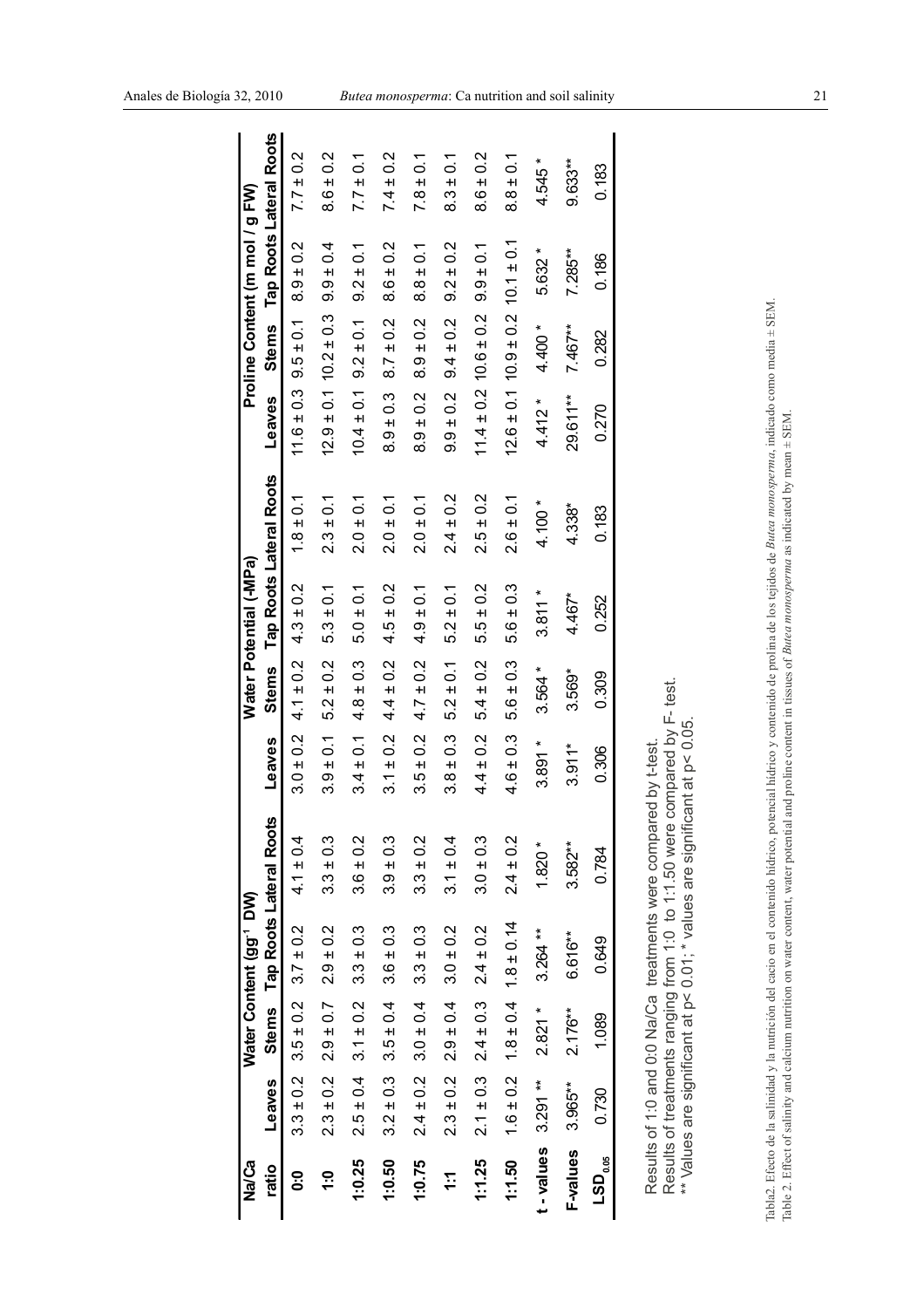| Na/Ca ratio | Water Content ($gg^{-1}$ DW) | | | | Water Potential (-MPa) | | | | Proline Content (m mol / g FW) | | | |
|---|---|---|---|---|---|---|---|---|---|---|---|---|
| | Leaves | Stems | Tap Roots | Lateral Roots | Leaves | Stems | Tap Roots | Lateral Roots | Leaves | Stems | Tap Roots | Lateral Roots |
| **0:0** | 3.3 ± 0.2 | 3.5 ± 0.2 | 3.7 ± 0.2 | 4.1 ± 0.4 | 3.0 ± 0.2 | 4.1 ± 0.2 | 4.3 ± 0.2 | 1.8 ± 0.1 | 11.6 ± 0.3 | 9.5 ± 0.1 | 8.9 ± 0.2 | 7.7 ± 0.2 |
| **1:0** | 2.3 ± 0.2 | 2.9 ± 0.7 | 2.9 ± 0.2 | 3.3 ± 0.3 | 3.9 ± 0.1 | 5.2 ± 0.2 | 5.3 ± 0.1 | 2.3 ± 0.1 | 12.9 ± 0.1 | 10.2 ± 0.3 | 9.9 ± 0.4 | 8.6 ± 0.2 |
| **1:0.25** | 2.5 ± 0.4 | 3.1 ± 0.2 | 3.3 ± 0.3 | 3.6 ± 0.2 | 3.4 ± 0.1 | 4.8 ± 0.3 | 5.0 ± 0.1 | 2.0 ± 0.1 | 10.4 ± 0.1 | 9.2 ± 0.1 | 9.2 ± 0.1 | 7.7 ± 0.1 |
| **1:0.50** | 3.2 ± 0.3 | 3.5 ± 0.4 | 3.6 ± 0.3 | 3.9 ± 0.3 | 3.1 ± 0.2 | 4.4 ± 0.2 | 4.5 ± 0.2 | 2.0 ± 0.1 | 8.9 ± 0.3 | 8.7 ± 0.2 | 8.6 ± 0.2 | 7.4 ± 0.2 |
| **1:0.75** | 2.4 ± 0.2 | 3.0 ± 0.4 | 3.3 ± 0.3 | 3.3 ± 0.2 | 3.5 ± 0.2 | 4.7 ± 0.2 | 4.9 ± 0.1 | 2.0 ± 0.1 | 8.9 ± 0.2 | 8.9 ± 0.2 | 8.8 ± 0.1 | 7.8 ± 0.1 |
| **1:1** | 2.3 ± 0.2 | 2.9 ± 0.4 | 3.0 ± 0.2 | 3.1 ± 0.4 | 3.8 ± 0.3 | 5.2 ± 0.1 | 5.2 ± 0.1 | 2.4 ± 0.2 | 9.9 ± 0.2 | 9.4 ± 0.2 | 9.2 ± 0.2 | 8.3 ± 0.1 |
| **1:1.25** | 2.1 ± 0.3 | 2.4 ± 0.3 | 2.4 ± 0.2 | 3.0 ± 0.3 | 4.4 ± 0.2 | 5.4 ± 0.2 | 5.5 ± 0.2 | 2.5 ± 0.2 | 11.4 ± 0.2 | 10.6 ± 0.2 | 9.9 ± 0.1 | 8.6 ± 0.2 |
| **1:1.50** | 1.6 ± 0.2 | 1.8 ± 0.4 | 1.8 ± 0.14 | 2.4 ± 0.2 | 4.6 ± 0.3 | 5.6 ± 0.3 | 5.6 ± 0.3 | 2.6 ± 0.1 | 12.6 ± 0.1 | 10.9 ± 0.2 | 10.1 ± 0.1 | 8.8 ± 0.1 |
| **t - values** | 3.291 ** | 2.821 * | 3.264 ** | 1.820 * | 3.891 * | 3.564 * | 3.811 * | 4.100 * | 4.412 * | 4.400 * | 5.632 * | 4.545 * |
| **F-values** | 3.965** | 2.176** | 6.616** | 3.582** | 3.911* | 3.569* | 4.467* | 4.338* | 29.611** | 7.467** | 7.285** | 9.633** |
| **$LSD_{0.05}$** | 0.730 | 1.089 | 0.649 | 0.784 | 0.306 | 0.309 | 0.252 | 0.183 | 0.270 | 0.282 | 0.186 | 0.183 |

Results of 1:0 and 0:0 Na/Ca treatments were compared by t-test.
Results of treatments ranging from 1:0 to 1:1.50 were compared by F- test.
** Values are significant at $p < 0.01$; * values are significant at $p < 0.05$.

Tabla2. Efecto de la salinidad y la nutrición del cacio en el contenido hídrico, potencial hídrico y contenido de prolina de los tejidos de *Butea monosperma*, indicado como media ± SEM.
Table 2. Effect of salinity and calcium nutrition on water content, water potential and proline content in tissues of *Butea monosperma* as indicated by mean ± SEM.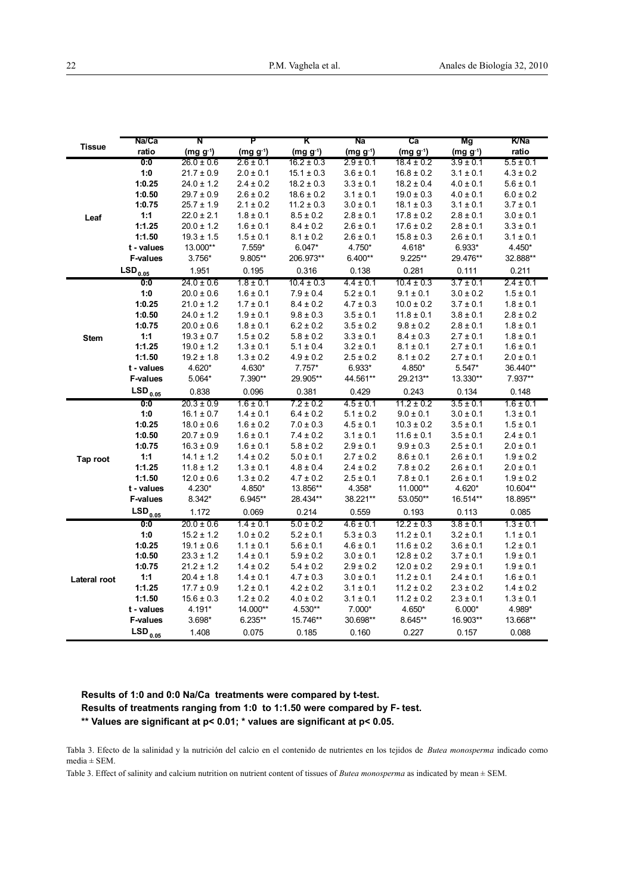| Tissue | Na/Ca ratio | N (mg $g^{-1}$) | P (mg $g^{-1}$) | K (mg $g^{-1}$) | Na (mg $g^{-1}$) | Ca (mg $g^{-1}$) | Mg (mg $g^{-1}$) | K/Na ratio |
|---|---|---|---|---|---|---|---|---|
| Leaf | 0:0 | 26.0 ± 0.6 | 2.6 ± 0.1 | 16.2 ± 0.3 | 2.9 ± 0.1 | 18.4 ± 0.2 | 3.9 ± 0.1 | 5.5 ± 0.1 |
| | 1:0 | 21.7 ± 0.9 | 2.0 ± 0.1 | 15.1 ± 0.3 | 3.6 ± 0.1 | 16.8 ± 0.2 | 3.1 ± 0.1 | 4.3 ± 0.2 |
| | 1:0.25 | 24.0 ± 1.2 | 2.4 ± 0.2 | 18.2 ± 0.3 | 3.3 ± 0.1 | 18.2 ± 0.4 | 4.0 ± 0.1 | 5.6 ± 0.1 |
| | 1:0.50 | 29.7 ± 0.9 | 2.6 ± 0.2 | 18.6 ± 0.2 | 3.1 ± 0.1 | 19.0 ± 0.3 | 4.0 ± 0.1 | 6.0 ± 0.2 |
| | 1:0.75 | 25.7 ± 1.9 | 2.1 ± 0.2 | 11.2 ± 0.3 | 3.0 ± 0.1 | 18.1 ± 0.3 | 3.1 ± 0.1 | 3.7 ± 0.1 |
| | 1:1 | 22.0 ± 2.1 | 1.8 ± 0.1 | 8.5 ± 0.2 | 2.8 ± 0.1 | 17.8 ± 0.2 | 2.8 ± 0.1 | 3.0 ± 0.1 |
| | 1:1.25 | 20.0 ± 1.2 | 1.6 ± 0.1 | 8.4 ± 0.2 | 2.6 ± 0.1 | 17.6 ± 0.2 | 2.8 ± 0.1 | 3.3 ± 0.1 |
| | 1:1.50 | 19.3 ± 1.5 | 1.5 ± 0.1 | 8.1 ± 0.2 | 2.6 ± 0.1 | 15.8 ± 0.3 | 2.6 ± 0.1 | 3.1 ± 0.1 |
| | t - values | 13.000** | 7.559* | 6.047* | 4.750* | 4.618* | 6.933* | 4.450* |
| | F-values | 3.756* | 9.805** | 206.973** | 6.400** | 9.225** | 29.476** | 32.888** |
| | $LSD_{0.05}$ | 1.951 | 0.195 | 0.316 | 0.138 | 0.281 | 0.111 | 0.211 |
| Stem | 0:0 | 24.0 ± 0.6 | 1.8 ± 0.1 | 10.4 ± 0.3 | 4.4 ± 0.1 | 10.4 ± 0.3 | 3.7 ± 0.1 | 2.4 ± 0.1 |
| | 1:0 | 20.0 ± 0.6 | 1.6 ± 0.1 | 7.9 ± 0.4 | 5.2 ± 0.1 | 9.1 ± 0.1 | 3.0 ± 0.2 | 1.5 ± 0.1 |
| | 1:0.25 | 21.0 ± 1.2 | 1.7 ± 0.1 | 8.4 ± 0.2 | 4.7 ± 0.3 | 10.0 ± 0.2 | 3.7 ± 0.1 | 1.8 ± 0.1 |
| | 1:0.50 | 24.0 ± 1.2 | 1.9 ± 0.1 | 9.8 ± 0.3 | 3.5 ± 0.1 | 11.8 ± 0.1 | 3.8 ± 0.1 | 2.8 ± 0.2 |
| | 1:0.75 | 20.0 ± 0.6 | 1.8 ± 0.1 | 6.2 ± 0.2 | 3.5 ± 0.2 | 9.8 ± 0.2 | 2.8 ± 0.1 | 1.8 ± 0.1 |
| | 1:1 | 19.3 ± 0.7 | 1.5 ± 0.2 | 5.8 ± 0.2 | 3.3 ± 0.1 | 8.4 ± 0.3 | 2.7 ± 0.1 | 1.8 ± 0.1 |
| | 1:1.25 | 19.0 ± 1.2 | 1.3 ± 0.1 | 5.1 ± 0.4 | 3.2 ± 0.1 | 8.1 ± 0.1 | 2.7 ± 0.1 | 1.6 ± 0.1 |
| | 1:1.50 | 19.2 ± 1.8 | 1.3 ± 0.2 | 4.9 ± 0.2 | 2.5 ± 0.2 | 8.1 ± 0.2 | 2.7 ± 0.1 | 2.0 ± 0.1 |
| | t - values | 4.620* | 4.630* | 7.757* | 6.933* | 4.850* | 5.547* | 36.440** |
| | F-values | 5.064* | 7.390** | 29.905** | 44.561** | 29.213** | 13.330** | 7.937** |
| | $LSD_{0.05}$ | 0.838 | 0.096 | 0.381 | 0.429 | 0.243 | 0.134 | 0.148 |
| Tap root | 0:0 | 20.3 ± 0.9 | 1.6 ± 0.1 | 7.2 ± 0.2 | 4.5 ± 0.1 | 11.2 ± 0.2 | 3.5 ± 0.1 | 1.6 ± 0.1 |
| | 1:0 | 16.1 ± 0.7 | 1.4 ± 0.1 | 6.4 ± 0.2 | 5.1 ± 0.2 | 9.0 ± 0.1 | 3.0 ± 0.1 | 1.3 ± 0.1 |
| | 1:0.25 | 18.0 ± 0.6 | 1.6 ± 0.2 | 7.0 ± 0.3 | 4.5 ± 0.1 | 10.3 ± 0.2 | 3.5 ± 0.1 | 1.5 ± 0.1 |
| | 1:0.50 | 20.7 ± 0.9 | 1.6 ± 0.1 | 7.4 ± 0.2 | 3.1 ± 0.1 | 11.6 ± 0.1 | 3.5 ± 0.1 | 2.4 ± 0.1 |
| | 1:0.75 | 16.3 ± 0.9 | 1.6 ± 0.1 | 5.8 ± 0.2 | 2.9 ± 0.1 | 9.9 ± 0.3 | 2.5 ± 0.1 | 2.0 ± 0.1 |
| | 1:1 | 14.1 ± 1.2 | 1.4 ± 0.2 | 5.0 ± 0.1 | 2.7 ± 0.2 | 8.6 ± 0.1 | 2.6 ± 0.1 | 1.9 ± 0.2 |
| | 1:1.25 | 11.8 ± 1.2 | 1.3 ± 0.1 | 4.8 ± 0.4 | 2.4 ± 0.2 | 7.8 ± 0.2 | 2.6 ± 0.1 | 2.0 ± 0.1 |
| | 1:1.50 | 12.0 ± 0.6 | 1.3 ± 0.2 | 4.7 ± 0.2 | 2.5 ± 0.1 | 7.8 ± 0.1 | 2.6 ± 0.1 | 1.9 ± 0.2 |
| | t - values | 4.230* | 4.850* | 13.856** | 4.358* | 11.000** | 4.620* | 10.604** |
| | F-values | 8.342* | 6.945** | 28.434** | 38.221** | 53.050** | 16.514** | 18.895** |
| | $LSD_{0.05}$ | 1.172 | 0.069 | 0.214 | 0.559 | 0.193 | 0.113 | 0.085 |
| Lateral root | 0:0 | 20.0 ± 0.6 | 1.4 ± 0.1 | 5.0 ± 0.2 | 4.6 ± 0.1 | 12.2 ± 0.3 | 3.8 ± 0.1 | 1.3 ± 0.1 |
| | 1:0 | 15.2 ± 1.2 | 1.0 ± 0.2 | 5.2 ± 0.1 | 5.3 ± 0.3 | 11.2 ± 0.1 | 3.2 ± 0.1 | 1.1 ± 0.1 |
| | 1:0.25 | 19.1 ± 0.6 | 1.1 ± 0.1 | 5.6 ± 0.1 | 4.6 ± 0.1 | 11.6 ± 0.2 | 3.6 ± 0.1 | 1.2 ± 0.1 |
| | 1:0.50 | 23.3 ± 1.2 | 1.4 ± 0.1 | 5.9 ± 0.2 | 3.0 ± 0.1 | 12.8 ± 0.2 | 3.7 ± 0.1 | 1.9 ± 0.1 |
| | 1:0.75 | 21.2 ± 1.2 | 1.4 ± 0.2 | 5.4 ± 0.2 | 2.9 ± 0.2 | 12.0 ± 0.2 | 2.9 ± 0.1 | 1.9 ± 0.1 |
| | 1:1 | 20.4 ± 1.8 | 1.4 ± 0.1 | 4.7 ± 0.3 | 3.0 ± 0.1 | 11.2 ± 0.1 | 2.4 ± 0.1 | 1.6 ± 0.1 |
| | 1:1.25 | 17.7 ± 0.9 | 1.2 ± 0.1 | 4.2 ± 0.2 | 3.1 ± 0.1 | 11.2 ± 0.2 | 2.3 ± 0.2 | 1.4 ± 0.2 |
| | 1:1.50 | 15.6 ± 0.3 | 1.2 ± 0.2 | 4.0 ± 0.2 | 3.1 ± 0.1 | 11.2 ± 0.2 | 2.3 ± 0.1 | 1.3 ± 0.1 |
| | t - values | 4.191* | 14.000** | 4.530** | 7.000* | 4.650* | 6.000* | 4.989* |
| | F-values | 3.698* | 6.235** | 15.746** | 30.698** | 8.645** | 16.903** | 13.668** |
| | $LSD_{0.05}$ | 1.408 | 0.075 | 0.185 | 0.160 | 0.227 | 0.157 | 0.088 |

**Results of 1:0 and 0:0 Na/Ca treatments were compared by t-test.**
**Results of treatments ranging from 1:0 to 1:1.50 were compared by F- test.**
**** Values are significant at p< 0.01; * values are significant at p< 0.05.**

Tabla 3. Efecto de la salinidad y la nutrición del calcio en el contenido de nutrientes en los tejidos de *Butea monosperma* indicado como media ± SEM.

Table 3. Effect of salinity and calcium nutrition on nutrient content of tissues of *Butea monosperma* as indicated by mean ± SEM.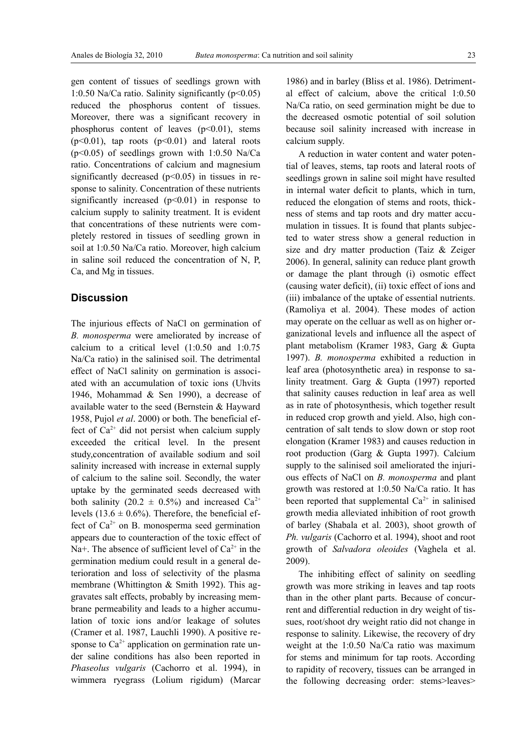gen content of tissues of seedlings grown with 1:0.50 Na/Ca ratio. Salinity significantly ($p<0.05$) reduced the phosphorus content of tissues. Moreover, there was a significant recovery in phosphorus content of leaves ($p<0.01$), stems ($p<0.01$), tap roots ($p<0.01$) and lateral roots ($p<0.05$) of seedlings grown with 1:0.50 Na/Ca ratio. Concentrations of calcium and magnesium significantly decreased ($p<0.05$) in tissues in response to salinity. Concentration of these nutrients significantly increased ($p<0.01$) in response to calcium supply to salinity treatment. It is evident that concentrations of these nutrients were completely restored in tissues of seedling grown in soil at 1:0.50 Na/Ca ratio. Moreover, high calcium in saline soil reduced the concentration of N, P, Ca, and Mg in tissues.

## Discussion

The injurious effects of NaCl on germination of *B. monosperma* were ameliorated by increase of calcium to a critical level (1:0.50 and 1:0.75 Na/Ca ratio) in the salinised soil. The detrimental effect of NaCl salinity on germination is associated with an accumulation of toxic ions (Uhvits 1946, Mohammad & Sen 1990), a decrease of available water to the seed (Bernstein & Hayward 1958, Pujol *et al*. 2000) or both. The beneficial effect of $Ca^{2+}$ did not persist when calcium supply exceeded the critical level. In the present study,concentration of available sodium and soil salinity increased with increase in external supply of calcium to the saline soil. Secondly, the water uptake by the germinated seeds decreased with both salinity ($20.2 \pm 0.5\%$) and increased $Ca^{2+}$ levels ($13.6 \pm 0.6\%$). Therefore, the beneficial effect of $Ca^{2+}$ on B. monosperma seed germination appears due to counteraction of the toxic effect of $Na+$. The absence of sufficient level of $Ca^{2+}$ in the germination medium could result in a general deterioration and loss of selectivity of the plasma membrane (Whittington & Smith 1992). This aggravates salt effects, probably by increasing membrane permeability and leads to a higher accumulation of toxic ions and/or leakage of solutes (Cramer et al. 1987, Lauchli 1990). A positive response to $Ca^{2+}$ application on germination rate under saline conditions has also been reported in *Phaseolus vulgaris* (Cachorro et al. 1994), in wimmera ryegrass (Lolium rigidum) (Marcar 1986) and in barley (Bliss et al. 1986). Detrimental effect of calcium, above the critical 1:0.50 Na/Ca ratio, on seed germination might be due to the decreased osmotic potential of soil solution because soil salinity increased with increase in calcium supply.

A reduction in water content and water potential of leaves, stems, tap roots and lateral roots of seedlings grown in saline soil might have resulted in internal water deficit to plants, which in turn, reduced the elongation of stems and roots, thickness of stems and tap roots and dry matter accumulation in tissues. It is found that plants subjected to water stress show a general reduction in size and dry matter production (Taiz & Zeiger 2006). In general, salinity can reduce plant growth or damage the plant through (i) osmotic effect (causing water deficit), (ii) toxic effect of ions and (iii) imbalance of the uptake of essential nutrients. (Ramoliya et al. 2004). These modes of action may operate on the celluar as well as on higher organizational levels and influence all the aspect of plant metabolism (Kramer 1983, Garg & Gupta 1997). *B. monosperma* exhibited a reduction in leaf area (photosynthetic area) in response to salinity treatment. Garg & Gupta (1997) reported that salinity causes reduction in leaf area as well as in rate of photosynthesis, which together result in reduced crop growth and yield. Also, high concentration of salt tends to slow down or stop root elongation (Kramer 1983) and causes reduction in root production (Garg & Gupta 1997). Calcium supply to the salinised soil ameliorated the injurious effects of NaCl on *B. monosperma* and plant growth was restored at 1:0.50 Na/Ca ratio. It has been reported that supplemental $Ca^{2+}$ in salinised growth media alleviated inhibition of root growth of barley (Shabala et al. 2003), shoot growth of *Ph. vulgaris* (Cachorro et al. 1994), shoot and root growth of *Salvadora oleoides* (Vaghela et al. 2009).

The inhibiting effect of salinity on seedling growth was more striking in leaves and tap roots than in the other plant parts. Because of concurrent and differential reduction in dry weight of tissues, root/shoot dry weight ratio did not change in response to salinity. Likewise, the recovery of dry weight at the 1:0.50 Na/Ca ratio was maximum for stems and minimum for tap roots. According to rapidity of recovery, tissues can be arranged in the following decreasing order: stems>leaves>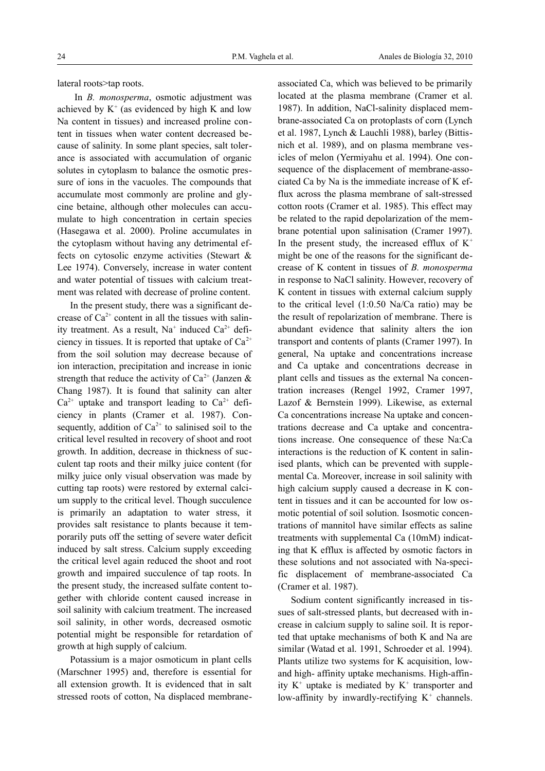lateral roots>tap roots.

In *B. monosperma*, osmotic adjustment was achieved by $K^+$ (as evidenced by high K and low Na content in tissues) and increased proline content in tissues when water content decreased because of salinity. In some plant species, salt tolerance is associated with accumulation of organic solutes in cytoplasm to balance the osmotic pressure of ions in the vacuoles. The compounds that accumulate most commonly are proline and glycine betaine, although other molecules can accumulate to high concentration in certain species (Hasegawa et al. 2000). Proline accumulates in the cytoplasm without having any detrimental effects on cytosolic enzyme activities (Stewart & Lee 1974). Conversely, increase in water content and water potential of tissues with calcium treatment was related with decrease of proline content.

In the present study, there was a significant decrease of $Ca^{2+}$ content in all the tissues with salinity treatment. As a result, $Na^+$ induced $Ca^{2+}$ deficiency in tissues. It is reported that uptake of $Ca^{2+}$ from the soil solution may decrease because of ion interaction, precipitation and increase in ionic strength that reduce the activity of $Ca^{2+}$ (Janzen & Chang 1987). It is found that salinity can alter $Ca^{2+}$ uptake and transport leading to $Ca^{2+}$ deficiency in plants (Cramer et al. 1987). Consequently, addition of $Ca^{2+}$ to salinised soil to the critical level resulted in recovery of shoot and root growth. In addition, decrease in thickness of succulent tap roots and their milky juice content (for milky juice only visual observation was made by cutting tap roots) were restored by external calcium supply to the critical level. Though succulence is primarily an adaptation to water stress, it provides salt resistance to plants because it temporarily puts off the setting of severe water deficit induced by salt stress. Calcium supply exceeding the critical level again reduced the shoot and root growth and impaired succulence of tap roots. In the present study, the increased sulfate content together with chloride content caused increase in soil salinity with calcium treatment. The increased soil salinity, in other words, decreased osmotic potential might be responsible for retardation of growth at high supply of calcium.

Potassium is a major osmoticum in plant cells (Marschner 1995) and, therefore is essential for all extension growth. It is evidenced that in salt stressed roots of cotton, Na displaced membrane-associated Ca, which was believed to be primarily located at the plasma membrane (Cramer et al. 1987). In addition, NaCl-salinity displaced membrane-associated Ca on protoplasts of corn (Lynch et al. 1987, Lynch & Lauchli 1988), barley (Bittisnich et al. 1989), and on plasma membrane vesicles of melon (Yermiyahu et al. 1994). One consequence of the displacement of membrane-associated Ca by Na is the immediate increase of K efflux across the plasma membrane of salt-stressed cotton roots (Cramer et al. 1985). This effect may be related to the rapid depolarization of the membrane potential upon salinisation (Cramer 1997). In the present study, the increased efflux of $K^+$ might be one of the reasons for the significant decrease of K content in tissues of *B. monosperma* in response to NaCl salinity. However, recovery of K content in tissues with external calcium supply to the critical level (1:0.50 Na/Ca ratio) may be the result of repolarization of membrane. There is abundant evidence that salinity alters the ion transport and contents of plants (Cramer 1997). In general, Na uptake and concentrations increase and Ca uptake and concentrations decrease in plant cells and tissues as the external Na concentration increases (Rengel 1992, Cramer 1997, Lazof & Bernstein 1999). Likewise, as external Ca concentrations increase Na uptake and concentrations decrease and Ca uptake and concentrations increase. One consequence of these Na:Ca interactions is the reduction of K content in salinised plants, which can be prevented with supplemental Ca. Moreover, increase in soil salinity with high calcium supply caused a decrease in K content in tissues and it can be accounted for low osmotic potential of soil solution. Isosmotic concentrations of mannitol have similar effects as saline treatments with supplemental Ca (10mM) indicating that K efflux is affected by osmotic factors in these solutions and not associated with Na-specific displacement of membrane-associated Ca (Cramer et al. 1987).

Sodium content significantly increased in tissues of salt-stressed plants, but decreased with increase in calcium supply to saline soil. It is reported that uptake mechanisms of both K and Na are similar (Watad et al. 1991, Schroeder et al. 1994). Plants utilize two systems for K acquisition, low- and high- affinity uptake mechanisms. High-affinity $K^+$ uptake is mediated by $K^+$ transporter and low-affinity by inwardly-rectifying $K^+$ channels.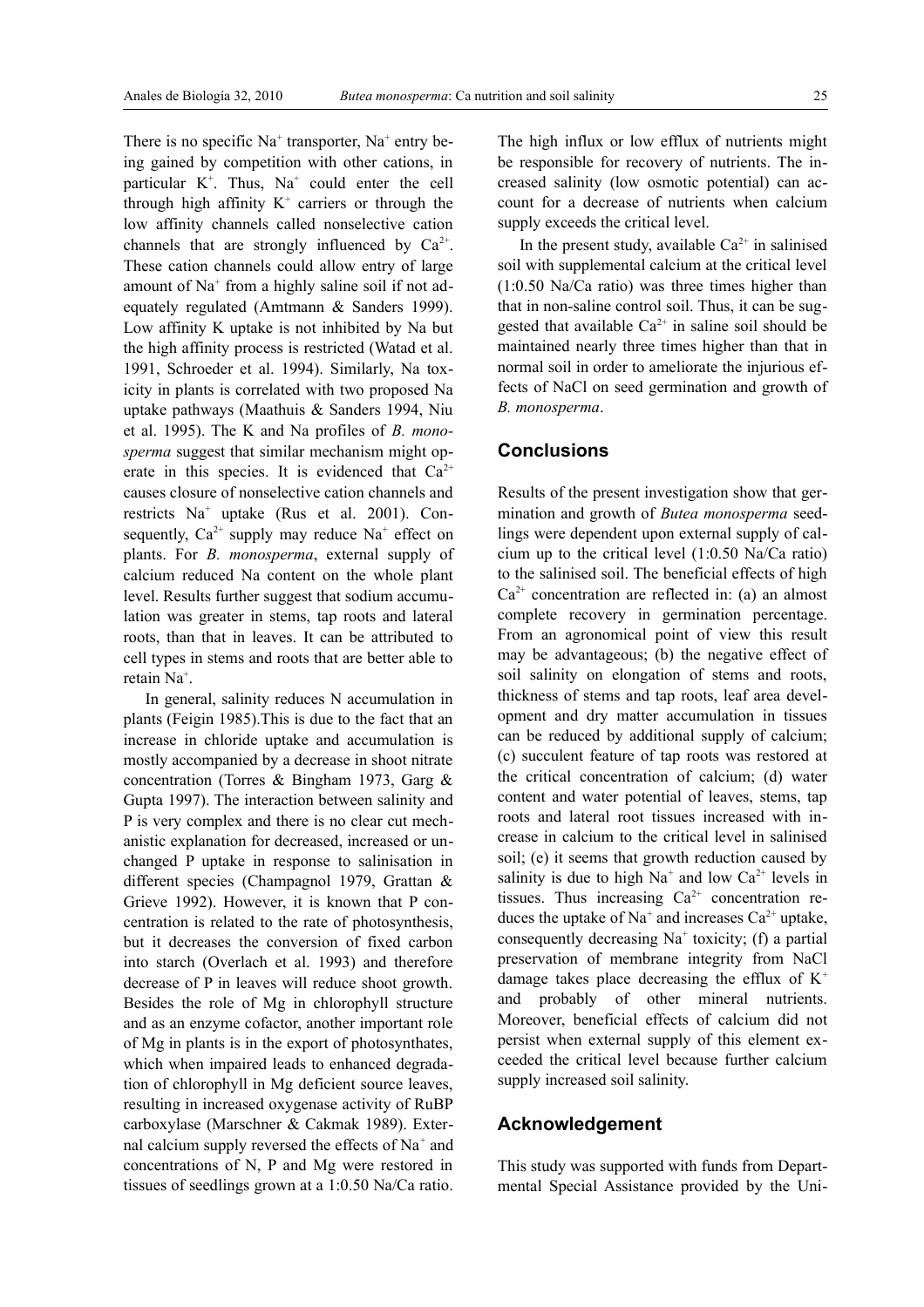There is no specific $Na^+$ transporter, $Na^+$ entry being gained by competition with other cations, in particular $K^+$. Thus, $Na^+$ could enter the cell through high affinity $K^+$ carriers or through the low affinity channels called nonselective cation channels that are strongly influenced by $Ca^{2+}$. These cation channels could allow entry of large amount of $Na^+$ from a highly saline soil if not adequately regulated (Amtmann & Sanders 1999). Low affinity K uptake is not inhibited by Na but the high affinity process is restricted (Watad et al. 1991, Schroeder et al. 1994). Similarly, Na toxicity in plants is correlated with two proposed Na uptake pathways (Maathuis & Sanders 1994, Niu et al. 1995). The K and Na profiles of *B. monosperma* suggest that similar mechanism might operate in this species. It is evidenced that $Ca^{2+}$ causes closure of nonselective cation channels and restricts $Na^+$ uptake (Rus et al. 2001). Consequently, $Ca^{2+}$ supply may reduce $Na^+$ effect on plants. For *B. monosperma*, external supply of calcium reduced Na content on the whole plant level. Results further suggest that sodium accumulation was greater in stems, tap roots and lateral roots, than that in leaves. It can be attributed to cell types in stems and roots that are better able to retain $Na^+$.

In general, salinity reduces N accumulation in plants (Feigin 1985).This is due to the fact that an increase in chloride uptake and accumulation is mostly accompanied by a decrease in shoot nitrate concentration (Torres & Bingham 1973, Garg & Gupta 1997). The interaction between salinity and P is very complex and there is no clear cut mechanistic explanation for decreased, increased or unchanged P uptake in response to salinisation in different species (Champagnol 1979, Grattan & Grieve 1992). However, it is known that P concentration is related to the rate of photosynthesis, but it decreases the conversion of fixed carbon into starch (Overlach et al. 1993) and therefore decrease of P in leaves will reduce shoot growth. Besides the role of Mg in chlorophyll structure and as an enzyme cofactor, another important role of Mg in plants is in the export of photosynthates, which when impaired leads to enhanced degradation of chlorophyll in Mg deficient source leaves, resulting in increased oxygenase activity of RuBP carboxylase (Marschner & Cakmak 1989). External calcium supply reversed the effects of $Na^+$ and concentrations of N, P and Mg were restored in tissues of seedlings grown at a 1:0.50 Na/Ca ratio. The high influx or low efflux of nutrients might be responsible for recovery of nutrients. The increased salinity (low osmotic potential) can account for a decrease of nutrients when calcium supply exceeds the critical level.

In the present study, available $Ca^{2+}$ in salinised soil with supplemental calcium at the critical level (1:0.50 Na/Ca ratio) was three times higher than that in non-saline control soil. Thus, it can be suggested that available $Ca^{2+}$ in saline soil should be maintained nearly three times higher than that in normal soil in order to ameliorate the injurious effects of NaCl on seed germination and growth of *B. monosperma*.

## Conclusions

Results of the present investigation show that germination and growth of *Butea monosperma* seedlings were dependent upon external supply of calcium up to the critical level (1:0.50 Na/Ca ratio) to the salinised soil. The beneficial effects of high $Ca^{2+}$ concentration are reflected in: (a) an almost complete recovery in germination percentage. From an agronomical point of view this result may be advantageous; (b) the negative effect of soil salinity on elongation of stems and roots, thickness of stems and tap roots, leaf area development and dry matter accumulation in tissues can be reduced by additional supply of calcium; (c) succulent feature of tap roots was restored at the critical concentration of calcium; (d) water content and water potential of leaves, stems, tap roots and lateral root tissues increased with increase in calcium to the critical level in salinised soil; (e) it seems that growth reduction caused by salinity is due to high $Na^+$ and low $Ca^{2+}$ levels in tissues. Thus increasing $Ca^{2+}$ concentration reduces the uptake of $Na^+$ and increases $Ca^{2+}$ uptake, consequently decreasing $Na^+$ toxicity; (f) a partial preservation of membrane integrity from NaCl damage takes place decreasing the efflux of $K^+$ and probably of other mineral nutrients. Moreover, beneficial effects of calcium did not persist when external supply of this element exceeded the critical level because further calcium supply increased soil salinity.

## Acknowledgement

This study was supported with funds from Departmental Special Assistance provided by the Uni-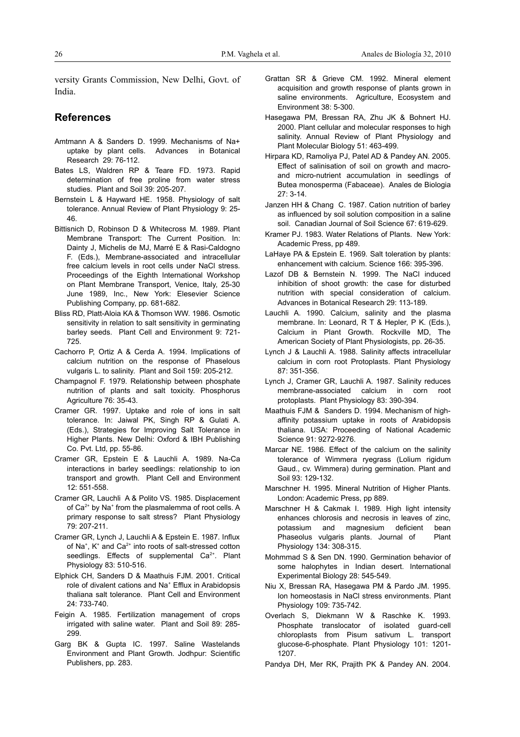versity Grants Commission, New Delhi, Govt. of India.

## References

Amtmann A & Sanders D. 1999. Mechanisms of Na+ uptake by plant cells. Advances in Botanical Research 29: 76-112.

Bates LS, Waldren RP & Teare FD. 1973. Rapid determination of free proline from water stress studies. Plant and Soil 39: 205-207.

Bernstein L & Hayward HE. 1958. Physiology of salt tolerance. Annual Review of Plant Physiology 9: 25-46.

Bittisnich D, Robinson D & Whitecross M. 1989. Plant Membrane Transport: The Current Position. In: Dainty J, Michelis de MJ, Marré E & Rasi-Caldogno F. (Eds.), Membrane-associated and intracellular free calcium levels in root cells under NaCl stress. Proceedings of the Eighth International Workshop on Plant Membrane Transport, Venice, Italy, 25-30 June 1989, Inc., New York: Elesevier Science Publishing Company, pp. 681-682.

Bliss RD, Platt-Aloia KA & Thomson WW. 1986. Osmotic sensitivity in relation to salt sensitivity in germinating barley seeds. Plant Cell and Environment 9: 721-725.

Cachorro P, Ortiz A & Cerda A. 1994. Implications of calcium nutrition on the response of Phaselous vulgaris L. to salinity. Plant and Soil 159: 205-212.

Champagnol F. 1979. Relationship between phosphate nutrition of plants and salt toxicity. Phosphorus Agriculture 76: 35-43.

Cramer GR. 1997. Uptake and role of ions in salt tolerance. In: Jaiwal PK, Singh RP & Gulati A. (Eds.), Strategies for Improving Salt Tolerance in Higher Plants. New Delhi: Oxford & IBH Publishing Co. Pvt. Ltd, pp. 55-86.

Cramer GR, Epstein E & Lauchli A. 1989. Na-Ca interactions in barley seedlings: relationship to ion transport and growth. Plant Cell and Environment 12: 551-558.

Cramer GR, Lauchli A & Polito VS. 1985. Displacement of $Ca^{2+}$ by $Na^{+}$ from the plasmalemma of root cells. A primary response to salt stress? Plant Physiology 79: 207-211.

Cramer GR, Lynch J, Lauchli A & Epstein E. 1987. Influx of $Na^{+}$, $K^{+}$ and $Ca^{2+}$ into roots of salt-stressed cotton seedlings. Effects of supplemental $Ca^{2+}$. Plant Physiology 83: 510-516.

Elphick CH, Sanders D & Maathuis FJM. 2001. Critical role of divalent cations and $Na^{+}$ Efflux in Arabidopsis thaliana salt tolerance. Plant Cell and Environment 24: 733-740.

Feigin A. 1985. Fertilization management of crops irrigated with saline water. Plant and Soil 89: 285-299.

Garg BK & Gupta IC. 1997. Saline Wastelands Environment and Plant Growth. Jodhpur: Scientific Publishers, pp. 283.

Grattan SR & Grieve CM. 1992. Mineral element acquisition and growth response of plants grown in saline environments. Agriculture, Ecosystem and Environment 38: 5-300.

Hasegawa PM, Bressan RA, Zhu JK & Bohnert HJ. 2000. Plant cellular and molecular responses to high salinity. Annual Review of Plant Physiology and Plant Molecular Biology 51: 463-499.

Hirpara KD, Ramoliya PJ, Patel AD & Pandey AN. 2005. Effect of salinisation of soil on growth and macro- and micro-nutrient accumulation in seedlings of Butea monosperma (Fabaceae). Anales de Biologia 27: 3-14.

Janzen HH & Chang C. 1987. Cation nutrition of barley as influenced by soil solution composition in a saline soil. Canadian Journal of Soil Science 67: 619-629.

Kramer PJ. 1983. Water Relations of Plants. New York: Academic Press, pp 489.

LaHaye PA & Epstein E. 1969. Salt toleration by plants: enhancement with calcium. Science 166: 395-396.

Lazof DB & Bernstein N. 1999. The NaCl induced inhibition of shoot growth: the case for disturbed nutrition with special consideration of calcium. Advances in Botanical Research 29: 113-189.

Lauchli A. 1990. Calcium, salinity and the plasma membrane. In: Leonard, R T & Hepler, P K. (Eds.), Calcium in Plant Growth. Rockville MD, The American Society of Plant Physiologists, pp. 26-35.

Lynch J & Lauchli A. 1988. Salinity affects intracellular calcium in corn root Protoplasts. Plant Physiology 87: 351-356.

Lynch J, Cramer GR, Lauchli A. 1987. Salinity reduces membrane-associated calcium in corn root protoplasts. Plant Physiology 83: 390-394.

Maathuis FJM & Sanders D. 1994. Mechanism of high-affinity potassium uptake in roots of Arabidopsis thaliana. USA: Proceeding of National Academic Science 91: 9272-9276.

Marcar NE. 1986. Effect of the calcium on the salinity tolerance of Wimmera ryegrass (Lolium rigidum Gaud., cv. Wimmera) during germination. Plant and Soil 93: 129-132.

Marschner H. 1995. Mineral Nutrition of Higher Plants. London: Academic Press, pp 889.

Marschner H & Cakmak I. 1989. High light intensity enhances chlorosis and necrosis in leaves of zinc, potassium and magnesium deficient bean Phaseolus vulgaris plants. Journal of Plant Physiology 134: 308-315.

Mohmmad S & Sen DN. 1990. Germination behavior of some halophytes in Indian desert. International Experimental Biology 28: 545-549.

Niu X, Bressan RA, Hasegawa PM & Pardo JM. 1995. Ion homeostasis in NaCl stress environments. Plant Physiology 109: 735-742.

Overlach S, Diekmann W & Raschke K. 1993. Phosphate translocator of isolated guard-cell chloroplasts from Pisum sativum L. transport glucose-6-phosphate. Plant Physiology 101: 1201-1207.

Pandya DH, Mer RK, Prajith PK & Pandey AN. 2004.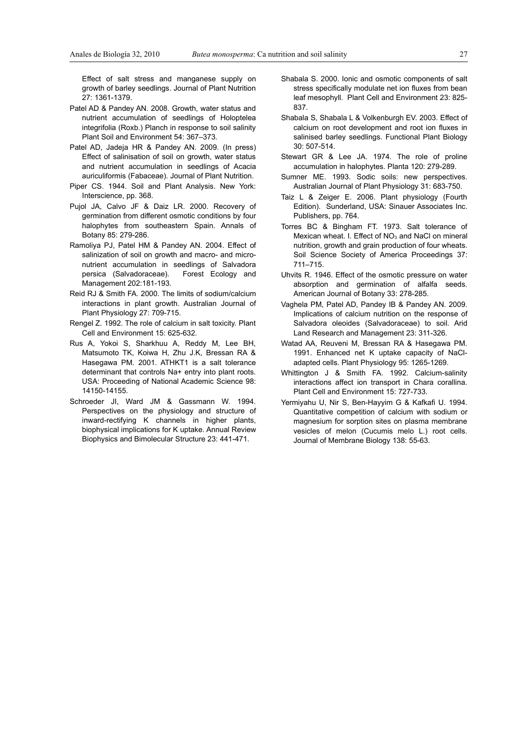Effect of salt stress and manganese supply on growth of barley seedlings. Journal of Plant Nutrition 27: 1361-1379.

Patel AD & Pandey AN. 2008. Growth, water status and nutrient accumulation of seedlings of Holoptelea integrifolia (Roxb.) Planch in response to soil salinity Plant Soil and Environment 54: 367–373.

Patel AD, Jadeja HR & Pandey AN. 2009. (In press) Effect of salinisation of soil on growth, water status and nutrient accumulation in seedlings of Acacia auriculiformis (Fabaceae). Journal of Plant Nutrition.

Piper CS. 1944. Soil and Plant Analysis. New York: Interscience, pp. 368.

Pujol JA, Calvo JF & Daiz LR. 2000. Recovery of germination from different osmotic conditions by four halophytes from southeastern Spain. Annals of Botany 85: 279-286.

Ramoliya PJ, Patel HM & Pandey AN. 2004. Effect of salinization of soil on growth and macro- and micro-nutrient accumulation in seedlings of Salvadora persica (Salvadoraceae). Forest Ecology and Management 202:181-193.

Reid RJ & Smith FA. 2000. The limits of sodium/calcium interactions in plant growth. Australian Journal of Plant Physiology 27: 709-715.

Rengel Z. 1992. The role of calcium in salt toxicity. Plant Cell and Environment 15: 625-632.

Rus A, Yokoi S, Sharkhuu A, Reddy M, Lee BH, Matsumoto TK, Koiwa H, Zhu J.K, Bressan RA & Hasegawa PM. 2001. ATHKT1 is a salt tolerance determinant that controls Na+ entry into plant roots. USA: Proceeding of National Academic Science 98: 14150-14155.

Schroeder JI, Ward JM & Gassmann W. 1994. Perspectives on the physiology and structure of inward-rectifying K channels in higher plants, biophysical implications for K uptake. Annual Review Biophysics and Bimolecular Structure 23: 441-471.

Shabala S. 2000. Ionic and osmotic components of salt stress specifically modulate net ion fluxes from bean leaf mesophyll. Plant Cell and Environment 23: 825-837.

Shabala S, Shabala L & Volkenburgh EV. 2003. Effect of calcium on root development and root ion fluxes in salinised barley seedlings. Functional Plant Biology 30: 507-514.

Stewart GR & Lee JA. 1974. The role of proline accumulation in halophytes. Planta 120: 279-289.

Sumner ME. 1993. Sodic soils: new perspectives. Australian Journal of Plant Physiology 31: 683-750.

Taiz L & Zeiger E. 2006. Plant physiology (Fourth Edition). Sunderland, USA: Sinauer Associates Inc. Publishers, pp. 764.

Torres BC & Bingham FT. 1973. Salt tolerance of Mexican wheat. I. Effect of $NO_3$ and NaCl on mineral nutrition, growth and grain production of four wheats. Soil Science Society of America Proceedings 37: 711–715.

Uhvits R. 1946. Effect of the osmotic pressure on water absorption and germination of alfalfa seeds. American Journal of Botany 33: 278-285.

Vaghela PM, Patel AD, Pandey IB & Pandey AN. 2009. Implications of calcium nutrition on the response of Salvadora oleoides (Salvadoraceae) to soil. Arid Land Research and Management 23: 311-326.

Watad AA, Reuveni M, Bressan RA & Hasegawa PM. 1991. Enhanced net K uptake capacity of NaCl-adapted cells. Plant Physiology 95: 1265-1269.

Whittington J & Smith FA. 1992. Calcium-salinity interactions affect ion transport in Chara corallina. Plant Cell and Environment 15: 727-733.

Yermiyahu U, Nir S, Ben-Hayyim G & Kafkafi U. 1994. Quantitative competition of calcium with sodium or magnesium for sorption sites on plasma membrane vesicles of melon (Cucumis melo L.) root cells. Journal of Membrane Biology 138: 55-63.